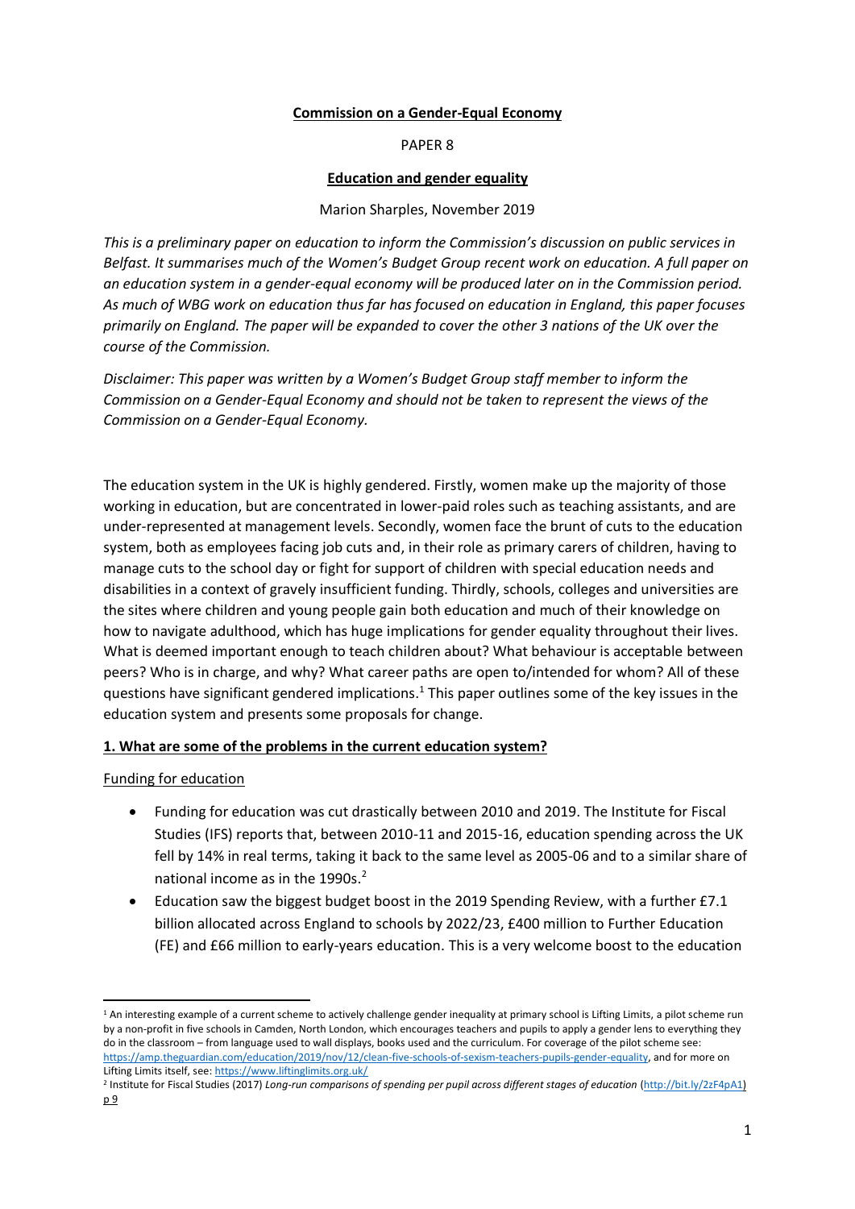**Commission on a Gender-Equal Economy**

PAPER 8

**Education and gender equality**

Marion Sharples, November 2019

*This is a preliminary paper on education to inform the Commission's discussion on public services in Belfast. It summarises much of the Women's Budget Group recent work on education. A full paper on an education system in a gender-equal economy will be produced later on in the Commission period. As much of WBG work on education thus far has focused on education in England, this paper focuses primarily on England. The paper will be expanded to cover the other 3 nations of the UK over the course of the Commission.*

*Disclaimer: This paper was written by a Women's Budget Group staff member to inform the Commission on a Gender-Equal Economy and should not be taken to represent the views of the Commission on a Gender-Equal Economy.*

The education system in the UK is highly gendered. Firstly, women make up the majority of those working in education, but are concentrated in lower-paid roles such as teaching assistants, and are under-represented at management levels. Secondly, women face the brunt of cuts to the education system, both as employees facing job cuts and, in their role as primary carers of children, having to manage cuts to the school day or fight for support of children with special education needs and disabilities in a context of gravely insufficient funding. Thirdly, schools, colleges and universities are the sites where children and young people gain both education and much of their knowledge on how to navigate adulthood, which has huge implications for gender equality throughout their lives. What is deemed important enough to teach children about? What behaviour is acceptable between peers? Who is in charge, and why? What career paths are open to/intended for whom? All of these questions have significant gendered implications.[1] This paper outlines some of the key issues in the education system and presents some proposals for change.

## 1. What are some of the problems in the current education system?

### Funding for education

- Funding for education was cut drastically between 2010 and 2019. The Institute for Fiscal Studies (IFS) reports that, between 2010-11 and 2015-16, education spending across the UK fell by 14% in real terms, taking it back to the same level as 2005-06 and to a similar share of national income as in the 1990s.[2]
- Education saw the biggest budget boost in the 2019 Spending Review, with a further £7.1 billion allocated across England to schools by 2022/23, £400 million to Further Education (FE) and £66 million to early-years education. This is a very welcome boost to the education

---

[1] An interesting example of a current scheme to actively challenge gender inequality at primary school is Lifting Limits, a pilot scheme run by a non-profit in five schools in Camden, North London, which encourages teachers and pupils to apply a gender lens to everything they do in the classroom – from language used to wall displays, books used and the curriculum. For coverage of the pilot scheme see: https://amp.theguardian.com/education/2019/nov/12/clean-five-schools-of-sexism-teachers-pupils-gender-equality, and for more on Lifting Limits itself, see: https://www.liftinglimits.org.uk/

[2] Institute for Fiscal Studies (2017) *Long-run comparisons of spending per pupil across different stages of education* (http://bit.ly/2zF4pA1) p 9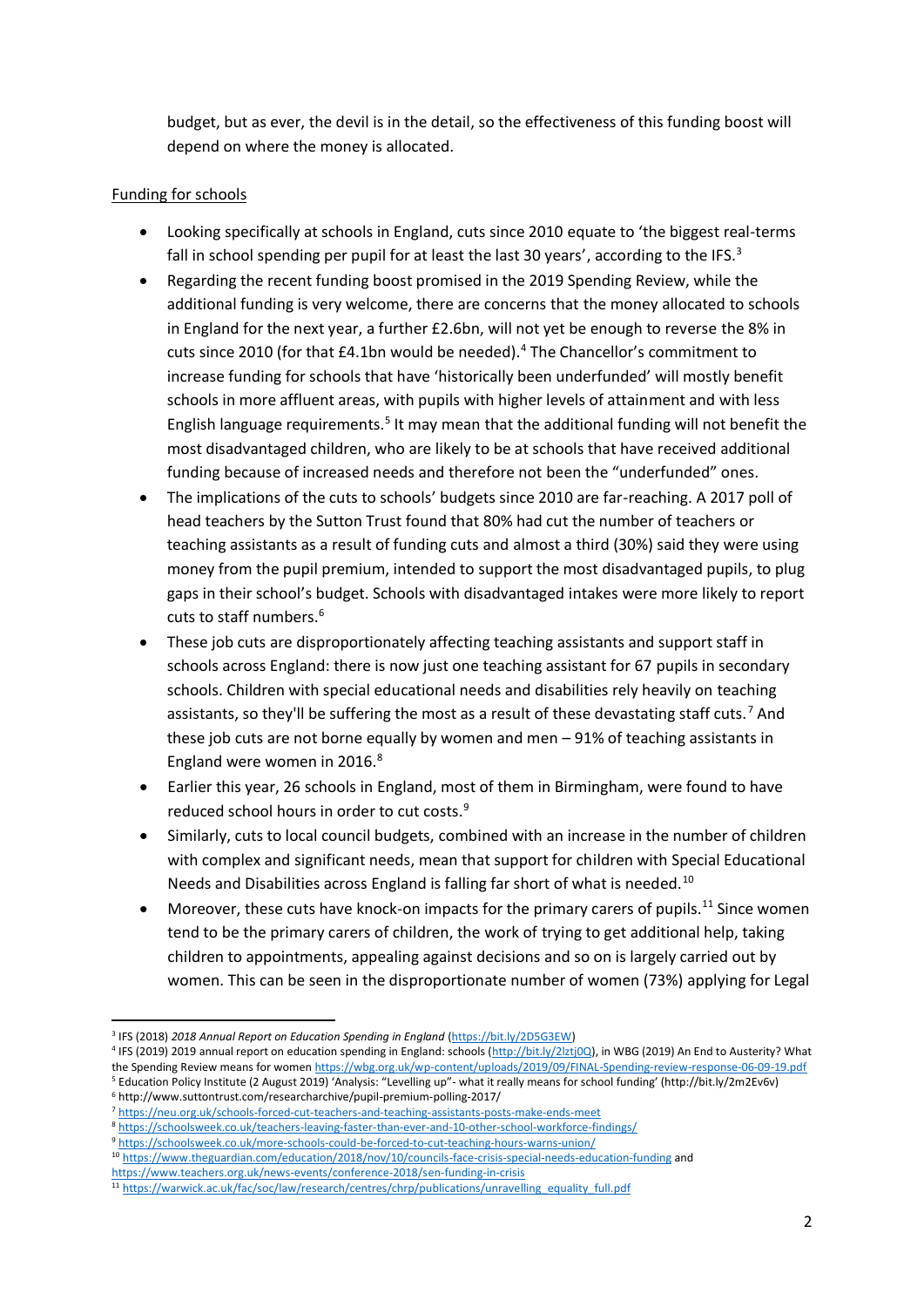budget, but as ever, the devil is in the detail, so the effectiveness of this funding boost will depend on where the money is allocated.

Funding for schools

- Looking specifically at schools in England, cuts since 2010 equate to 'the biggest real-terms fall in school spending per pupil for at least the last 30 years', according to the IFS.[3]
- Regarding the recent funding boost promised in the 2019 Spending Review, while the additional funding is very welcome, there are concerns that the money allocated to schools in England for the next year, a further £2.6bn, will not yet be enough to reverse the 8% in cuts since 2010 (for that £4.1bn would be needed).[4] The Chancellor's commitment to increase funding for schools that have 'historically been underfunded' will mostly benefit schools in more affluent areas, with pupils with higher levels of attainment and with less English language requirements.[5] It may mean that the additional funding will not benefit the most disadvantaged children, who are likely to be at schools that have received additional funding because of increased needs and therefore not been the "underfunded" ones.
- The implications of the cuts to schools' budgets since 2010 are far-reaching. A 2017 poll of head teachers by the Sutton Trust found that 80% had cut the number of teachers or teaching assistants as a result of funding cuts and almost a third (30%) said they were using money from the pupil premium, intended to support the most disadvantaged pupils, to plug gaps in their school's budget. Schools with disadvantaged intakes were more likely to report cuts to staff numbers.[6]
- These job cuts are disproportionately affecting teaching assistants and support staff in schools across England: there is now just one teaching assistant for 67 pupils in secondary schools. Children with special educational needs and disabilities rely heavily on teaching assistants, so they'll be suffering the most as a result of these devastating staff cuts.[7] And these job cuts are not borne equally by women and men – 91% of teaching assistants in England were women in 2016.[8]
- Earlier this year, 26 schools in England, most of them in Birmingham, were found to have reduced school hours in order to cut costs.[9]
- Similarly, cuts to local council budgets, combined with an increase in the number of children with complex and significant needs, mean that support for children with Special Educational Needs and Disabilities across England is falling far short of what is needed.[10]
- Moreover, these cuts have knock-on impacts for the primary carers of pupils.[11] Since women tend to be the primary carers of children, the work of trying to get additional help, taking children to appointments, appealing against decisions and so on is largely carried out by women. This can be seen in the disproportionate number of women (73%) applying for Legal

---

[3] IFS (2018) *2018 Annual Report on Education Spending in England* (https://bit.ly/2D5G3EW)

[4] IFS (2019) 2019 annual report on education spending in England: schools (http://bit.ly/2lztj0Q), in WBG (2019) An End to Austerity? What the Spending Review means for women https://wbg.org.uk/wp-content/uploads/2019/09/FINAL-Spending-review-response-06-09-19.pdf

[5] Education Policy Institute (2 August 2019) 'Analysis: "Levelling up"- what it really means for school funding' (http://bit.ly/2m2Ev6v)

[6] http://www.suttontrust.com/researcharchive/pupil-premium-polling-2017/

[7] https://neu.org.uk/schools-forced-cut-teachers-and-teaching-assistants-posts-make-ends-meet

[8] https://schoolsweek.co.uk/teachers-leaving-faster-than-ever-and-10-other-school-workforce-findings/

[9] https://schoolsweek.co.uk/more-schools-could-be-forced-to-cut-teaching-hours-warns-union/

[10] https://www.theguardian.com/education/2018/nov/10/councils-face-crisis-special-needs-education-funding and https://www.teachers.org.uk/news-events/conference-2018/sen-funding-in-crisis

[11] https://warwick.ac.uk/fac/soc/law/research/centres/chrp/publications/unravelling_equality_full.pdf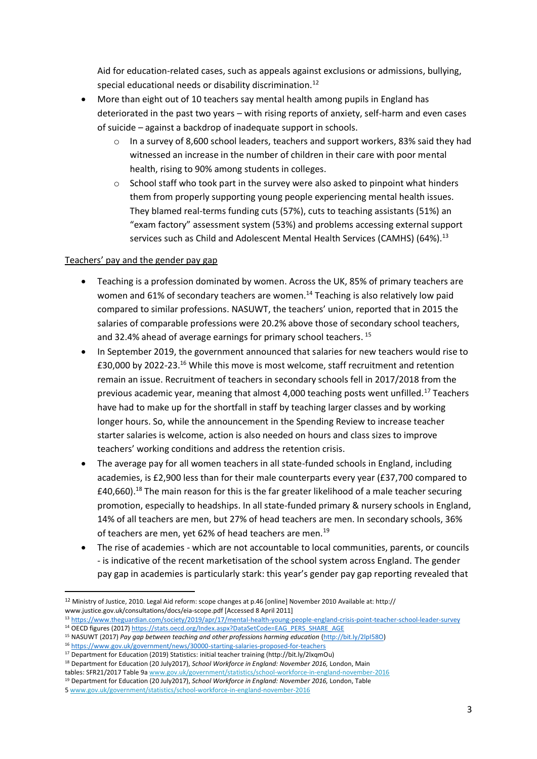Aid for education-related cases, such as appeals against exclusions or admissions, bullying, special educational needs or disability discrimination.[12]

- More than eight out of 10 teachers say mental health among pupils in England has deteriorated in the past two years – with rising reports of anxiety, self-harm and even cases of suicide – against a backdrop of inadequate support in schools.
    - In a survey of 8,600 school leaders, teachers and support workers, 83% said they had witnessed an increase in the number of children in their care with poor mental health, rising to 90% among students in colleges.
    - School staff who took part in the survey were also asked to pinpoint what hinders them from properly supporting young people experiencing mental health issues. They blamed real-terms funding cuts (57%), cuts to teaching assistants (51%) an "exam factory" assessment system (53%) and problems accessing external support services such as Child and Adolescent Mental Health Services (CAMHS) (64%).[13]

<u>Teachers' pay and the gender pay gap</u>

- Teaching is a profession dominated by women. Across the UK, 85% of primary teachers are women and 61% of secondary teachers are women.[14] Teaching is also relatively low paid compared to similar professions. NASUWT, the teachers' union, reported that in 2015 the salaries of comparable professions were 20.2% above those of secondary school teachers, and 32.4% ahead of average earnings for primary school teachers. [15]
- In September 2019, the government announced that salaries for new teachers would rise to £30,000 by 2022-23.[16] While this move is most welcome, staff recruitment and retention remain an issue. Recruitment of teachers in secondary schools fell in 2017/2018 from the previous academic year, meaning that almost 4,000 teaching posts went unfilled.[17] Teachers have had to make up for the shortfall in staff by teaching larger classes and by working longer hours. So, while the announcement in the Spending Review to increase teacher starter salaries is welcome, action is also needed on hours and class sizes to improve teachers' working conditions and address the retention crisis.
- The average pay for all women teachers in all state-funded schools in England, including academies, is £2,900 less than for their male counterparts every year (£37,700 compared to £40,660).[18] The main reason for this is the far greater likelihood of a male teacher securing promotion, especially to headships. In all state-funded primary & nursery schools in England, 14% of all teachers are men, but 27% of head teachers are men. In secondary schools, 36% of teachers are men, yet 62% of head teachers are men.[19]
- The rise of academies - which are not accountable to local communities, parents, or councils - is indicative of the recent marketisation of the school system across England. The gender pay gap in academies is particularly stark: this year's gender pay gap reporting revealed that

---

[12] Ministry of Justice, 2010. Legal Aid reform: scope changes at p.46 [online] November 2010 Available at: http:// www.justice.gov.uk/consultations/docs/eia-scope.pdf [Accessed 8 April 2011]

[13] https://www.theguardian.com/society/2019/apr/17/mental-health-young-people-england-crisis-point-teacher-school-leader-survey

[14] OECD figures (2017) https://stats.oecd.org/Index.aspx?DataSetCode=EAG_PERS_SHARE_AGE

[15] NASUWT (2017) *Pay gap between teaching and other professions harming education* (http://bit.ly/2lpI58O)

[16] https://www.gov.uk/government/news/30000-starting-salaries-proposed-for-teachers

[17] Department for Education (2019) Statistics: initial teacher training (http://bit.ly/2lxqmOu)

[18] Department for Education (20 July2017), *School Workforce in England: November 2016,* London, Main tables: SFR21/2017 Table 9a www.gov.uk/government/statistics/school-workforce-in-england-november-2016

[19] Department for Education (20 July2017), *School Workforce in England: November 2016,* London, Table 5 www.gov.uk/government/statistics/school-workforce-in-england-november-2016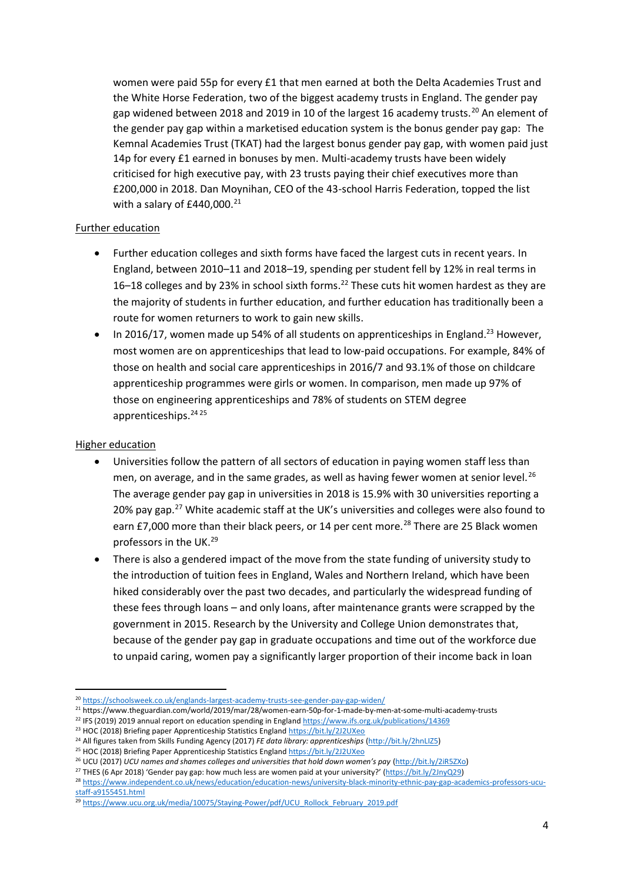women were paid 55p for every £1 that men earned at both the Delta Academies Trust and the White Horse Federation, two of the biggest academy trusts in England. The gender pay gap widened between 2018 and 2019 in 10 of the largest 16 academy trusts.[20] An element of the gender pay gap within a marketised education system is the bonus gender pay gap: The Kemnal Academies Trust (TKAT) had the largest bonus gender pay gap, with women paid just 14p for every £1 earned in bonuses by men. Multi-academy trusts have been widely criticised for high executive pay, with 23 trusts paying their chief executives more than £200,000 in 2018. Dan Moynihan, CEO of the 43-school Harris Federation, topped the list with a salary of £440,000.[21]

<u>Further education</u>

- Further education colleges and sixth forms have faced the largest cuts in recent years. In England, between 2010–11 and 2018–19, spending per student fell by 12% in real terms in 16–18 colleges and by 23% in school sixth forms.[22] These cuts hit women hardest as they are the majority of students in further education, and further education has traditionally been a route for women returners to work to gain new skills.
- In 2016/17, women made up 54% of all students on apprenticeships in England.[23] However, most women are on apprenticeships that lead to low-paid occupations. For example, 84% of those on health and social care apprenticeships in 2016/7 and 93.1% of those on childcare apprenticeship programmes were girls or women. In comparison, men made up 97% of those on engineering apprenticeships and 78% of students on STEM degree apprenticeships.[24] [25]

<u>Higher education</u>

- Universities follow the pattern of all sectors of education in paying women staff less than men, on average, and in the same grades, as well as having fewer women at senior level.[26] The average gender pay gap in universities in 2018 is 15.9% with 30 universities reporting a 20% pay gap.[27] White academic staff at the UK's universities and colleges were also found to earn £7,000 more than their black peers, or 14 per cent more.[28] There are 25 Black women professors in the UK.[29]
- There is also a gendered impact of the move from the state funding of university study to the introduction of tuition fees in England, Wales and Northern Ireland, which have been hiked considerably over the past two decades, and particularly the widespread funding of these fees through loans – and only loans, after maintenance grants were scrapped by the government in 2015. Research by the University and College Union demonstrates that, because of the gender pay gap in graduate occupations and time out of the workforce due to unpaid caring, women pay a significantly larger proportion of their income back in loan

---

[20] https://schoolsweek.co.uk/englands-largest-academy-trusts-see-gender-pay-gap-widen/

[21] https://www.theguardian.com/world/2019/mar/28/women-earn-50p-for-1-made-by-men-at-some-multi-academy-trusts

[22] IFS (2019) 2019 annual report on education spending in England https://www.ifs.org.uk/publications/14369

[23] HOC (2018) Briefing paper Apprenticeship Statistics England https://bit.ly/2J2UXeo

[24] All figures taken from Skills Funding Agency (2017) *FE data library: apprenticeships* (http://bit.ly/2hnLIZ5)

[25] HOC (2018) Briefing Paper Apprenticeship Statistics England https://bit.ly/2J2UXeo

[26] UCU (2017) *UCU names and shames colleges and universities that hold down women's pay* (http://bit.ly/2iR5ZXo)

[27] THES (6 Apr 2018) 'Gender pay gap: how much less are women paid at your university?' (https://bit.ly/2JnyQ29)

[28] https://www.independent.co.uk/news/education/education-news/university-black-minority-ethnic-pay-gap-academics-professors-ucu-staff-a9155451.html

[29] https://www.ucu.org.uk/media/10075/Staying-Power/pdf/UCU_Rollock_February_2019.pdf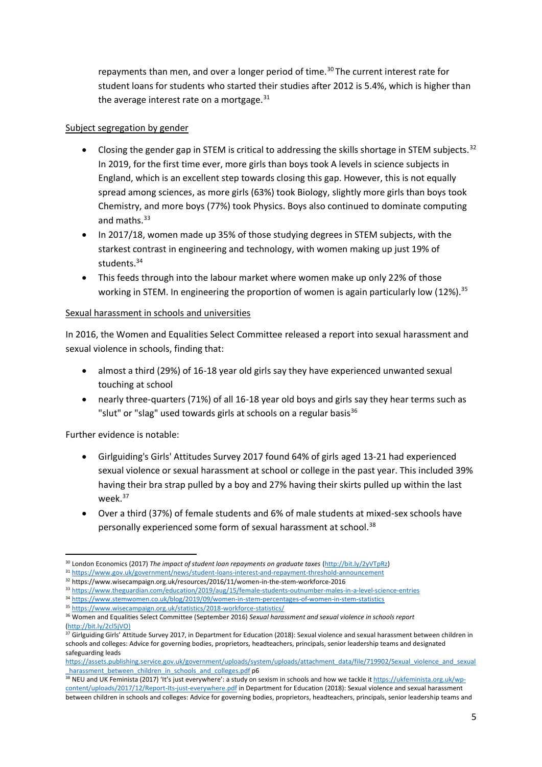repayments than men, and over a longer period of time.[30] The current interest rate for student loans for students who started their studies after 2012 is 5.4%, which is higher than the average interest rate on a mortgage.[31]

<u>Subject segregation by gender</u>

- Closing the gender gap in STEM is critical to addressing the skills shortage in STEM subjects.[32] In 2019, for the first time ever, more girls than boys took A levels in science subjects in England, which is an excellent step towards closing this gap. However, this is not equally spread among sciences, as more girls (63%) took Biology, slightly more girls than boys took Chemistry, and more boys (77%) took Physics. Boys also continued to dominate computing and maths.[33]
- In 2017/18, women made up 35% of those studying degrees in STEM subjects, with the starkest contrast in engineering and technology, with women making up just 19% of students.[34]
- This feeds through into the labour market where women make up only 22% of those working in STEM. In engineering the proportion of women is again particularly low (12%).[35]

<u>Sexual harassment in schools and universities</u>

In 2016, the Women and Equalities Select Committee released a report into sexual harassment and sexual violence in schools, finding that:

- almost a third (29%) of 16-18 year old girls say they have experienced unwanted sexual touching at school
- nearly three-quarters (71%) of all 16-18 year old boys and girls say they hear terms such as "slut" or "slag" used towards girls at schools on a regular basis[36]

Further evidence is notable:

- Girlguiding's Girls' Attitudes Survey 2017 found 64% of girls aged 13-21 had experienced sexual violence or sexual harassment at school or college in the past year. This included 39% having their bra strap pulled by a boy and 27% having their skirts pulled up within the last week.[37]
- Over a third (37%) of female students and 6% of male students at mixed-sex schools have personally experienced some form of sexual harassment at school.[38]

---

[30] London Economics (2017) *The impact of student loan repayments on graduate taxes* (http://bit.ly/2yVTpRz)

[31] https://www.gov.uk/government/news/student-loans-interest-and-repayment-threshold-announcement

[32] https://www.wisecampaign.org.uk/resources/2016/11/women-in-the-stem-workforce-2016

[33] https://www.theguardian.com/education/2019/aug/15/female-students-outnumber-males-in-a-level-science-entries

[34] https://www.stemwomen.co.uk/blog/2019/09/women-in-stem-percentages-of-women-in-stem-statistics

[35] https://www.wisecampaign.org.uk/statistics/2018-workforce-statistics/

[36] Women and Equalities Select Committee (September 2016) *Sexual harassment and sexual violence in schools report* (http://bit.ly/2cl5jVO)

[37] Girlguiding Girls' Attitude Survey 2017, in Department for Education (2018): Sexual violence and sexual harassment between children in schools and colleges: Advice for governing bodies, proprietors, headteachers, principals, senior leadership teams and designated safeguarding leads https://assets.publishing.service.gov.uk/government/uploads/system/uploads/attachment_data/file/719902/Sexual_violence_and_sexual_harassment_between_children_in_schools_and_colleges.pdf p6

[38] NEU and UK Feminista (2017) 'It's just everywhere': a study on sexism in schools and how we tackle it https://ukfeminista.org.uk/wp-content/uploads/2017/12/Report-Its-just-everywhere.pdf in Department for Education (2018): Sexual violence and sexual harassment between children in schools and colleges: Advice for governing bodies, proprietors, headteachers, principals, senior leadership teams and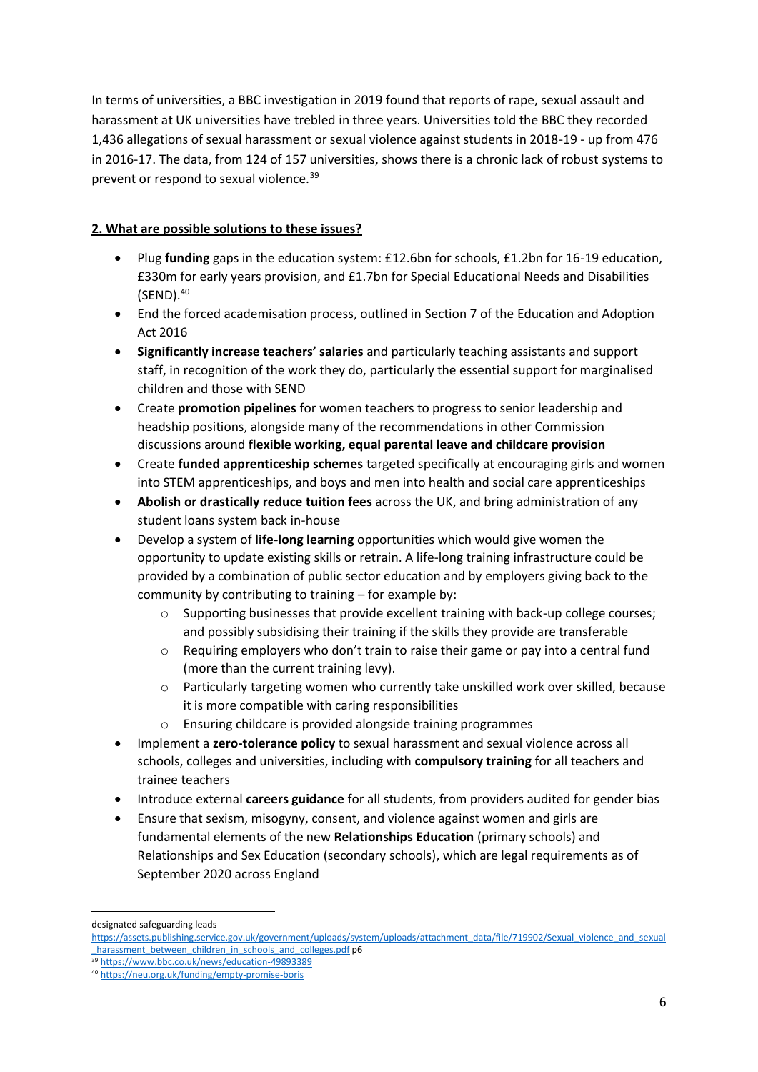In terms of universities, a BBC investigation in 2019 found that reports of rape, sexual assault and harassment at UK universities have trebled in three years. Universities told the BBC they recorded 1,436 allegations of sexual harassment or sexual violence against students in 2018-19 - up from 476 in 2016-17. The data, from 124 of 157 universities, shows there is a chronic lack of robust systems to prevent or respond to sexual violence.[39]

## 2. What are possible solutions to these issues?

- Plug **funding** gaps in the education system: £12.6bn for schools, £1.2bn for 16-19 education, £330m for early years provision, and £1.7bn for Special Educational Needs and Disabilities (SEND).[40]
- End the forced academisation process, outlined in Section 7 of the Education and Adoption Act 2016
- **Significantly increase teachers' salaries** and particularly teaching assistants and support staff, in recognition of the work they do, particularly the essential support for marginalised children and those with SEND
- Create **promotion pipelines** for women teachers to progress to senior leadership and headship positions, alongside many of the recommendations in other Commission discussions around **flexible working, equal parental leave and childcare provision**
- Create **funded apprenticeship schemes** targeted specifically at encouraging girls and women into STEM apprenticeships, and boys and men into health and social care apprenticeships
- **Abolish or drastically reduce tuition fees** across the UK, and bring administration of any student loans system back in-house
- Develop a system of **life-long learning** opportunities which would give women the opportunity to update existing skills or retrain. A life-long training infrastructure could be provided by a combination of public sector education and by employers giving back to the community by contributing to training – for example by:
    - Supporting businesses that provide excellent training with back-up college courses; and possibly subsidising their training if the skills they provide are transferable
    - Requiring employers who don't train to raise their game or pay into a central fund (more than the current training levy).
    - Particularly targeting women who currently take unskilled work over skilled, because it is more compatible with caring responsibilities
    - Ensuring childcare is provided alongside training programmes
- Implement a **zero-tolerance policy** to sexual harassment and sexual violence across all schools, colleges and universities, including with **compulsory training** for all teachers and trainee teachers
- Introduce external **careers guidance** for all students, from providers audited for gender bias
- Ensure that sexism, misogyny, consent, and violence against women and girls are fundamental elements of the new **Relationships Education** (primary schools) and Relationships and Sex Education (secondary schools), which are legal requirements as of September 2020 across England

---

designated safeguarding leads
https://assets.publishing.service.gov.uk/government/uploads/system/uploads/attachment_data/file/719902/Sexual_violence_and_sexual_harassment_between_children_in_schools_and_colleges.pdf p6

[39] https://www.bbc.co.uk/news/education-49893389

[40] https://neu.org.uk/funding/empty-promise-boris